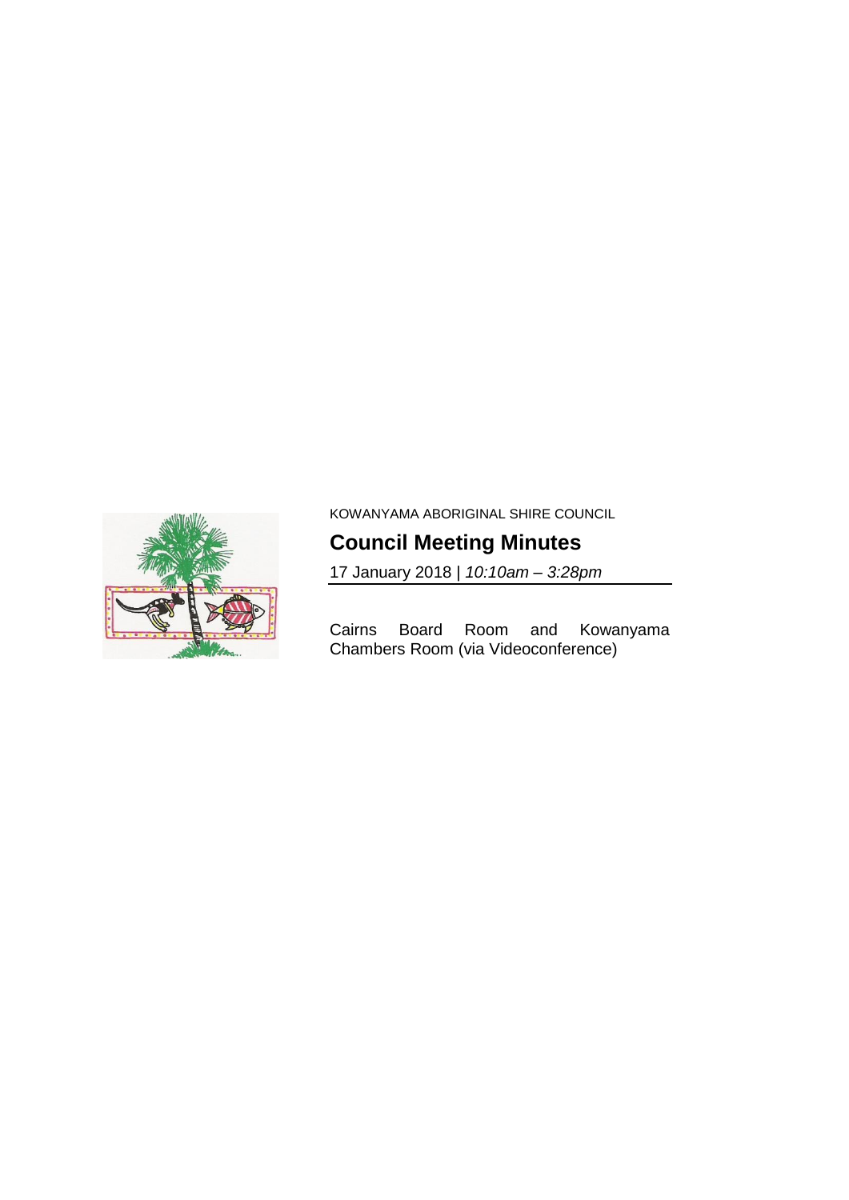KOWANYAMA ABORIGINAL SHIRE COUNCIL

# Council Meeting Minutes

17 January 2018 | *10:10am – 3:28pm*

Cairns Board Room and Kowanyama Chambers Room (via Videoconference)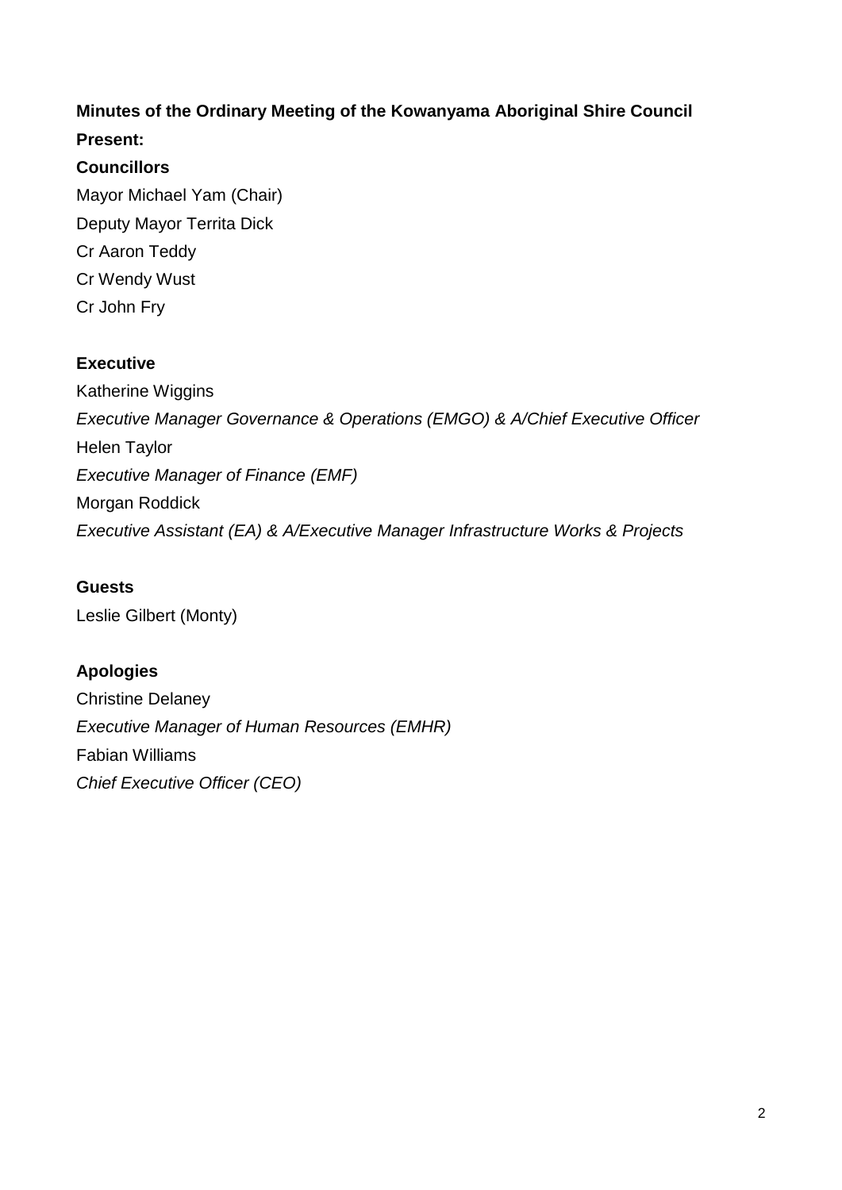**Minutes of the Ordinary Meeting of the Kowanyama Aboriginal Shire Council**

**Present:**

**Councillors**

Mayor Michael Yam (Chair)

Deputy Mayor Territa Dick

Cr Aaron Teddy

Cr Wendy Wust

Cr John Fry

**Executive**

Katherine Wiggins

*Executive Manager Governance & Operations (EMGO) & A/Chief Executive Officer*

Helen Taylor

*Executive Manager of Finance (EMF)*

Morgan Roddick

*Executive Assistant (EA) & A/Executive Manager Infrastructure Works & Projects*

**Guests**

Leslie Gilbert (Monty)

**Apologies**

Christine Delaney

*Executive Manager of Human Resources (EMHR)*

Fabian Williams

*Chief Executive Officer (CEO)*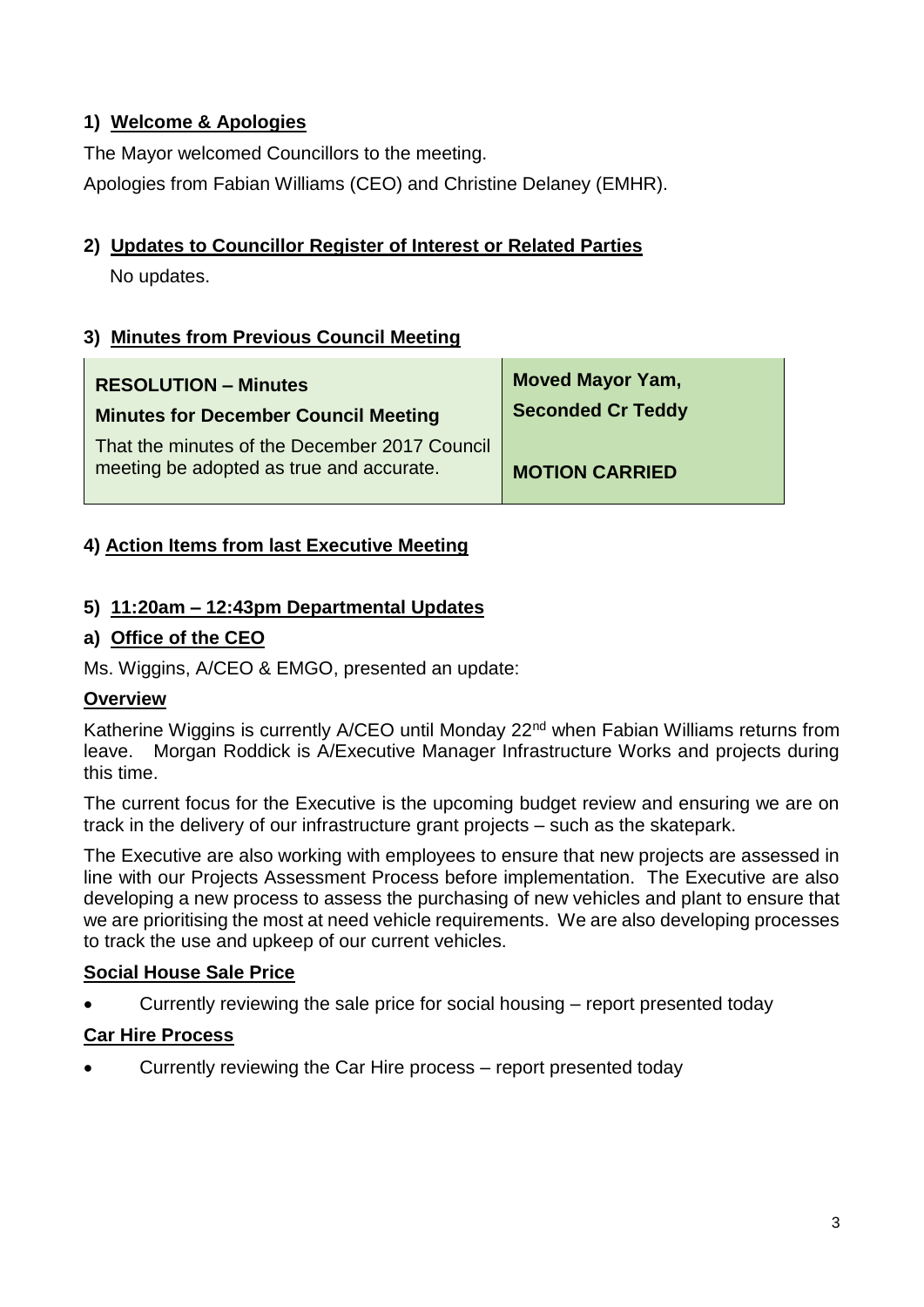## 1) Welcome & Apologies

The Mayor welcomed Councillors to the meeting.

Apologies from Fabian Williams (CEO) and Christine Delaney (EMHR).

## 2) Updates to Councillor Register of Interest or Related Parties

No updates.

## 3) Minutes from Previous Council Meeting

| **RESOLUTION – Minutes**<br>**Minutes for December Council Meeting**<br>That the minutes of the December 2017 Council meeting be adopted as true and accurate. | **Moved Mayor Yam,**<br>**Seconded Cr Teddy**<br><br>**MOTION CARRIED** |
|---|---|

## 4) Action Items from last Executive Meeting

## 5) 11:20am – 12:43pm Departmental Updates

### a) Office of the CEO

Ms. Wiggins, A/CEO & EMGO, presented an update:

**Overview**

Katherine Wiggins is currently A/CEO until Monday 22nd when Fabian Williams returns from leave. Morgan Roddick is A/Executive Manager Infrastructure Works and projects during this time.

The current focus for the Executive is the upcoming budget review and ensuring we are on track in the delivery of our infrastructure grant projects – such as the skatepark.

The Executive are also working with employees to ensure that new projects are assessed in line with our Projects Assessment Process before implementation. The Executive are also developing a new process to assess the purchasing of new vehicles and plant to ensure that we are prioritising the most at need vehicle requirements. We are also developing processes to track the use and upkeep of our current vehicles.

**Social House Sale Price**

- Currently reviewing the sale price for social housing – report presented today

**Car Hire Process**

- Currently reviewing the Car Hire process – report presented today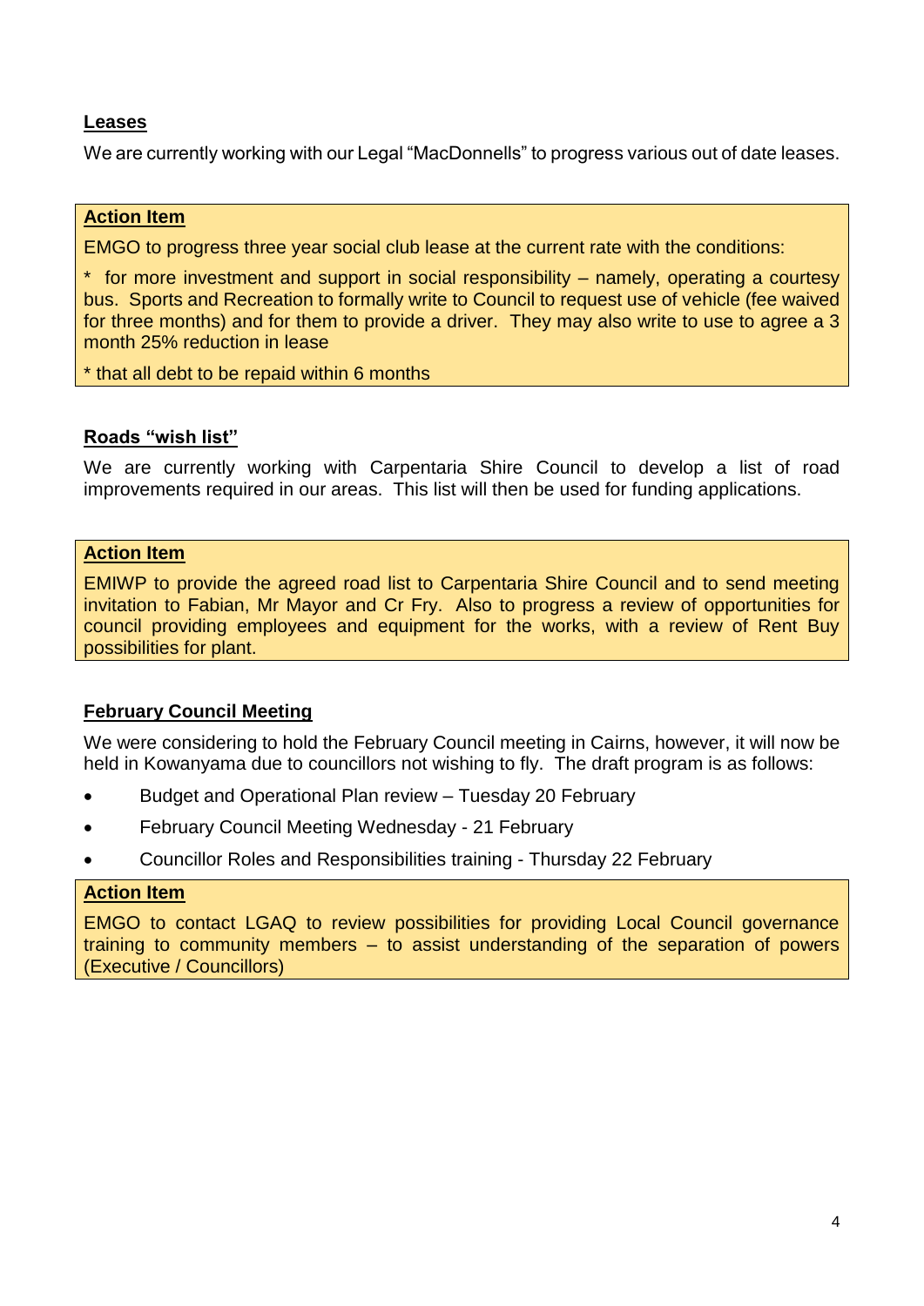**Leases**

We are currently working with our Legal “MacDonnells” to progress various out of date leases.

> **Action Item**
>
> EMGO to progress three year social club lease at the current rate with the conditions:
>
> * for more investment and support in social responsibility – namely, operating a courtesy bus. Sports and Recreation to formally write to Council to request use of vehicle (fee waived for three months) and for them to provide a driver. They may also write to use to agree a 3 month 25% reduction in lease
>
> * that all debt to be repaid within 6 months

**Roads “wish list”**

We are currently working with Carpentaria Shire Council to develop a list of road improvements required in our areas. This list will then be used for funding applications.

> **Action Item**
>
> EMIWP to provide the agreed road list to Carpentaria Shire Council and to send meeting invitation to Fabian, Mr Mayor and Cr Fry. Also to progress a review of opportunities for council providing employees and equipment for the works, with a review of Rent Buy possibilities for plant.

**February Council Meeting**

We were considering to hold the February Council meeting in Cairns, however, it will now be held in Kowanyama due to councillors not wishing to fly. The draft program is as follows:

- Budget and Operational Plan review – Tuesday 20 February
- February Council Meeting Wednesday - 21 February
- Councillor Roles and Responsibilities training - Thursday 22 February

> **Action Item**
>
> EMGO to contact LGAQ to review possibilities for providing Local Council governance training to community members – to assist understanding of the separation of powers (Executive / Councillors)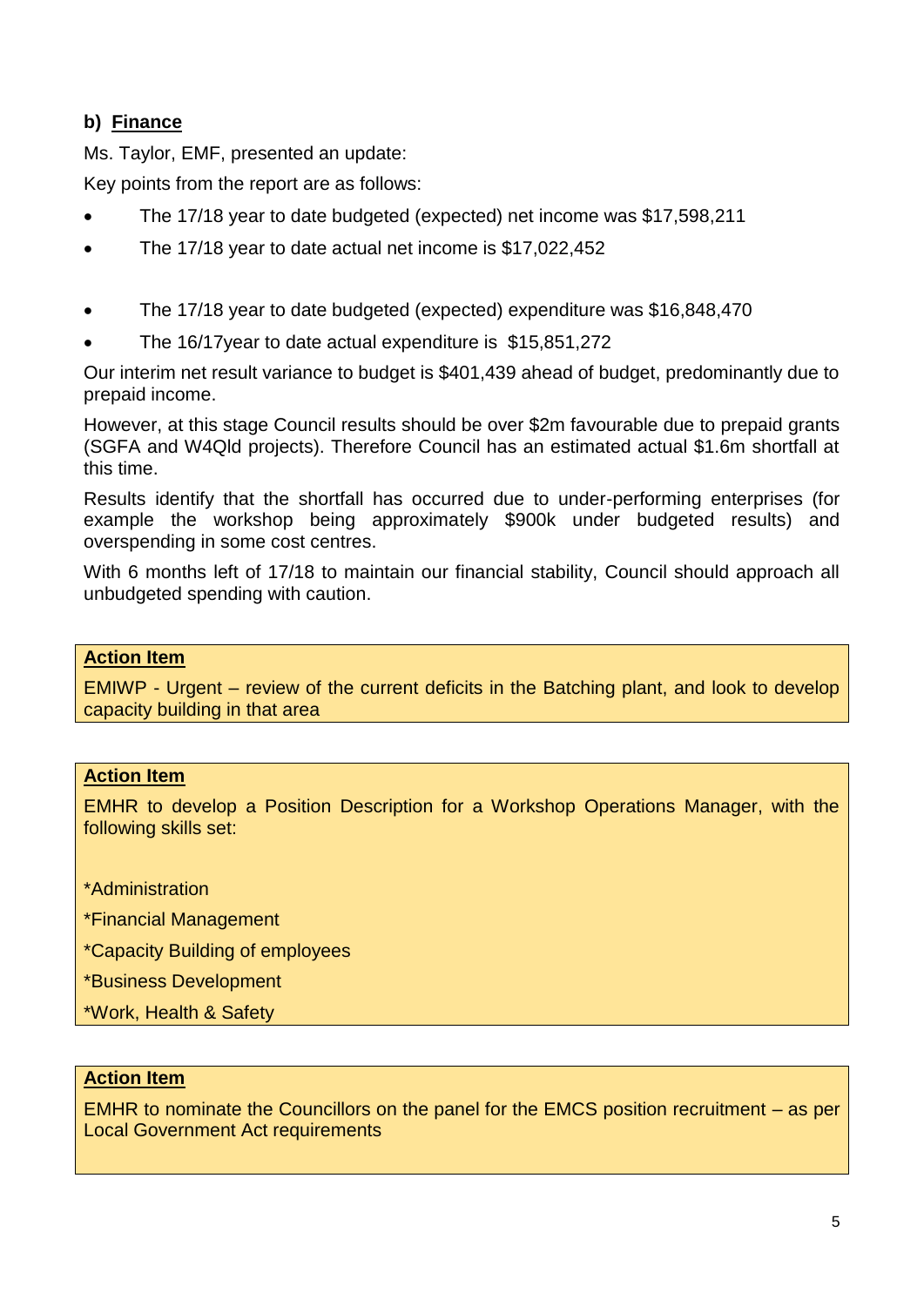### b) **Finance**

Ms. Taylor, EMF, presented an update:

Key points from the report are as follows:

- The 17/18 year to date budgeted (expected) net income was $17,598,211
- The 17/18 year to date actual net income is $17,022,452

- The 17/18 year to date budgeted (expected) expenditure was $16,848,470
- The 16/17year to date actual expenditure is $15,851,272

Our interim net result variance to budget is $401,439 ahead of budget, predominantly due to prepaid income.

However, at this stage Council results should be over $2m favourable due to prepaid grants (SGFA and W4Qld projects). Therefore Council has an estimated actual $1.6m shortfall at this time.

Results identify that the shortfall has occurred due to under-performing enterprises (for example the workshop being approximately $900k under budgeted results) and overspending in some cost centres.

With 6 months left of 17/18 to maintain our financial stability, Council should approach all unbudgeted spending with caution.

**Action Item**

EMIWP - Urgent – review of the current deficits in the Batching plant, and look to develop capacity building in that area

**Action Item**

EMHR to develop a Position Description for a Workshop Operations Manager, with the following skills set:

*Administration

*Financial Management

*Capacity Building of employees

*Business Development

*Work, Health & Safety

**Action Item**

EMHR to nominate the Councillors on the panel for the EMCS position recruitment – as per Local Government Act requirements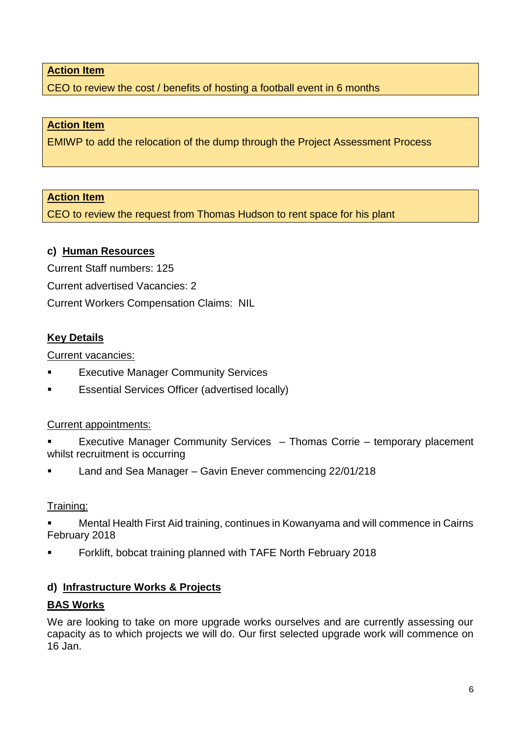**Action Item**

CEO to review the cost / benefits of hosting a football event in 6 months

**Action Item**

EMIWP to add the relocation of the dump through the Project Assessment Process

**Action Item**

CEO to review the request from Thomas Hudson to rent space for his plant

### c) Human Resources

Current Staff numbers: 125

Current advertised Vacancies: 2

Current Workers Compensation Claims: NIL

**Key Details**

Current vacancies:

- Executive Manager Community Services
- Essential Services Officer (advertised locally)

Current appointments:

- Executive Manager Community Services – Thomas Corrie – temporary placement whilst recruitment is occurring
- Land and Sea Manager – Gavin Enever commencing 22/01/218

Training:

- Mental Health First Aid training, continues in Kowanyama and will commence in Cairns February 2018
- Forklift, bobcat training planned with TAFE North February 2018

### d) Infrastructure Works & Projects

**BAS Works**

We are looking to take on more upgrade works ourselves and are currently assessing our capacity as to which projects we will do. Our first selected upgrade work will commence on 16 Jan.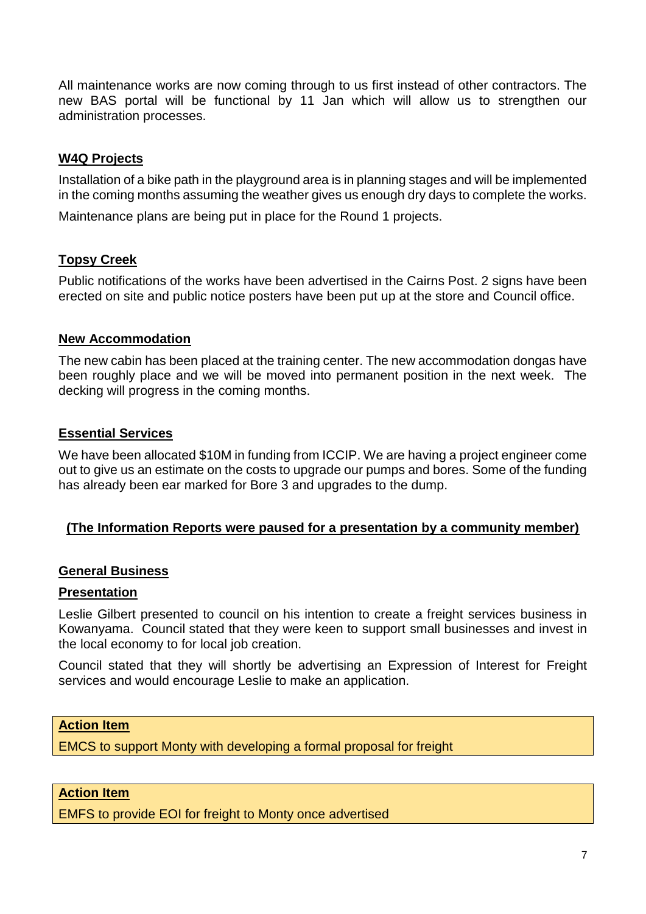All maintenance works are now coming through to us first instead of other contractors. The new BAS portal will be functional by 11 Jan which will allow us to strengthen our administration processes.

**W4Q Projects**

Installation of a bike path in the playground area is in planning stages and will be implemented in the coming months assuming the weather gives us enough dry days to complete the works.

Maintenance plans are being put in place for the Round 1 projects.

**Topsy Creek**

Public notifications of the works have been advertised in the Cairns Post. 2 signs have been erected on site and public notice posters have been put up at the store and Council office.

**New Accommodation**

The new cabin has been placed at the training center. The new accommodation dongas have been roughly place and we will be moved into permanent position in the next week. The decking will progress in the coming months.

**Essential Services**

We have been allocated $10M in funding from ICCIP. We are having a project engineer come out to give us an estimate on the costs to upgrade our pumps and bores. Some of the funding has already been ear marked for Bore 3 and upgrades to the dump.

**(The Information Reports were paused for a presentation by a community member)**

**General Business**

**Presentation**

Leslie Gilbert presented to council on his intention to create a freight services business in Kowanyama. Council stated that they were keen to support small businesses and invest in the local economy to for local job creation.

Council stated that they will shortly be advertising an Expression of Interest for Freight services and would encourage Leslie to make an application.

**Action Item**

EMCS to support Monty with developing a formal proposal for freight

**Action Item**

EMFS to provide EOI for freight to Monty once advertised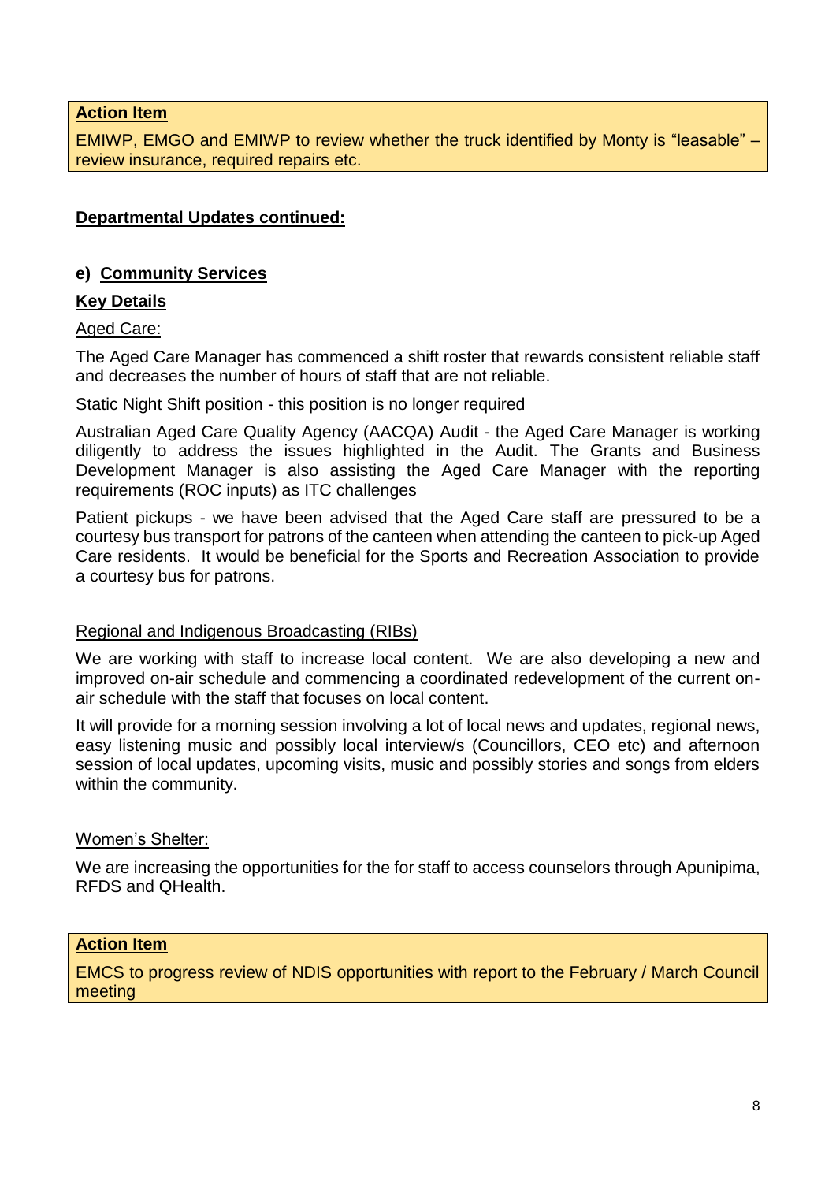**Action Item**

EMIWP, EMGO and EMIWP to review whether the truck identified by Monty is "leasable" – review insurance, required repairs etc.

**Departmental Updates continued:**

**e) Community Services**

**Key Details**

Aged Care:

The Aged Care Manager has commenced a shift roster that rewards consistent reliable staff and decreases the number of hours of staff that are not reliable.

Static Night Shift position - this position is no longer required

Australian Aged Care Quality Agency (AACQA) Audit - the Aged Care Manager is working diligently to address the issues highlighted in the Audit. The Grants and Business Development Manager is also assisting the Aged Care Manager with the reporting requirements (ROC inputs) as ITC challenges

Patient pickups - we have been advised that the Aged Care staff are pressured to be a courtesy bus transport for patrons of the canteen when attending the canteen to pick-up Aged Care residents. It would be beneficial for the Sports and Recreation Association to provide a courtesy bus for patrons.

Regional and Indigenous Broadcasting (RIBs)

We are working with staff to increase local content. We are also developing a new and improved on-air schedule and commencing a coordinated redevelopment of the current on-air schedule with the staff that focuses on local content.

It will provide for a morning session involving a lot of local news and updates, regional news, easy listening music and possibly local interview/s (Councillors, CEO etc) and afternoon session of local updates, upcoming visits, music and possibly stories and songs from elders within the community.

Women's Shelter:

We are increasing the opportunities for the for staff to access counselors through Apunipima, RFDS and QHealth.

**Action Item**

EMCS to progress review of NDIS opportunities with report to the February / March Council meeting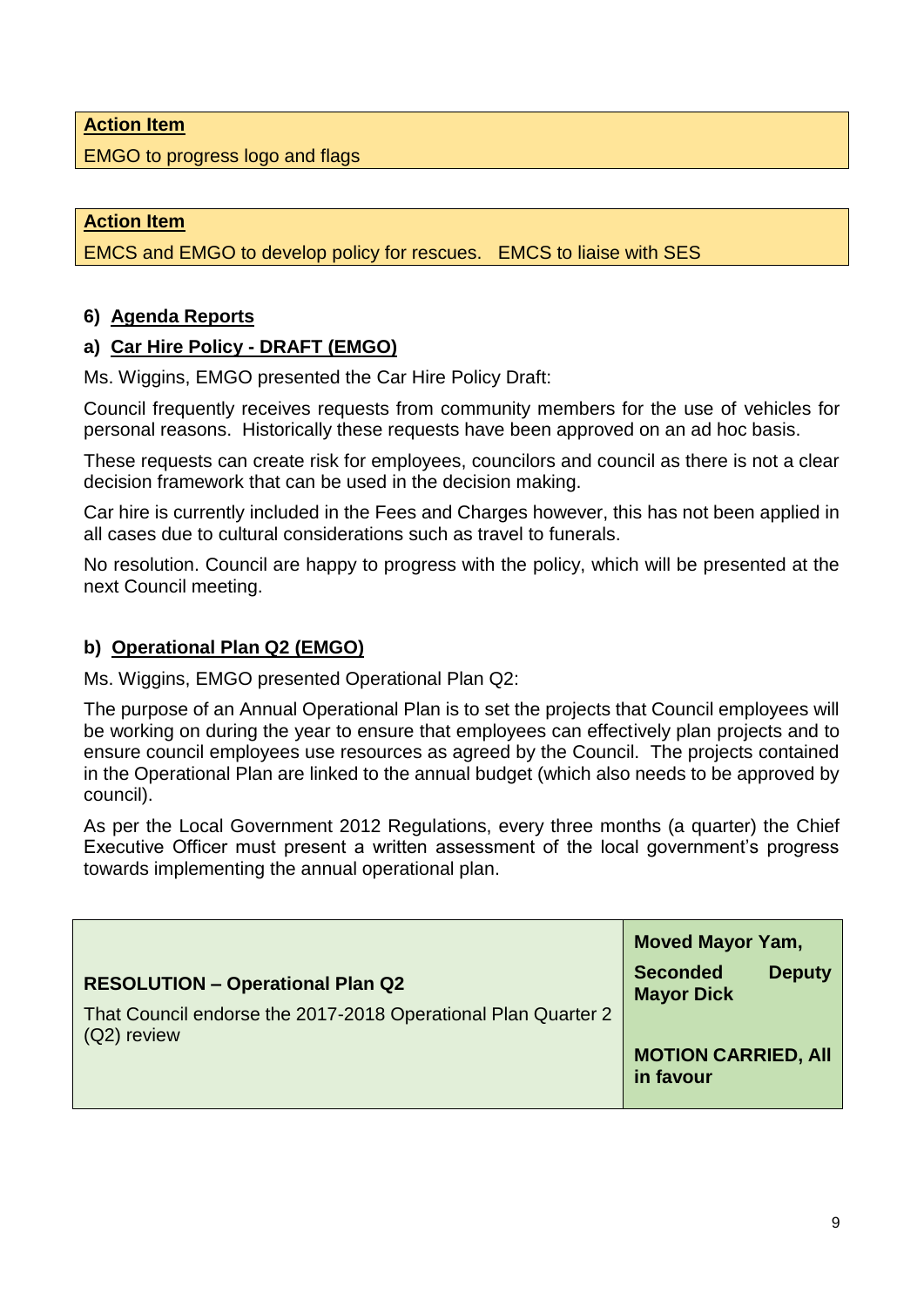| **Action Item** |
|---|
| EMGO to progress logo and flags |

| **Action Item** |
|---|
| EMCS and EMGO to develop policy for rescues. EMCS to liaise with SES |

### 6) Agenda Reports

#### a) Car Hire Policy - DRAFT (EMGO)

Ms. Wiggins, EMGO presented the Car Hire Policy Draft:

Council frequently receives requests from community members for the use of vehicles for personal reasons. Historically these requests have been approved on an ad hoc basis.

These requests can create risk for employees, councilors and council as there is not a clear decision framework that can be used in the decision making.

Car hire is currently included in the Fees and Charges however, this has not been applied in all cases due to cultural considerations such as travel to funerals.

No resolution. Council are happy to progress with the policy, which will be presented at the next Council meeting.

#### b) Operational Plan Q2 (EMGO)

Ms. Wiggins, EMGO presented Operational Plan Q2:

The purpose of an Annual Operational Plan is to set the projects that Council employees will be working on during the year to ensure that employees can effectively plan projects and to ensure council employees use resources as agreed by the Council. The projects contained in the Operational Plan are linked to the annual budget (which also needs to be approved by council).

As per the Local Government 2012 Regulations, every three months (a quarter) the Chief Executive Officer must present a written assessment of the local government's progress towards implementing the annual operational plan.

| **RESOLUTION – Operational Plan Q2**<br>That Council endorse the 2017-2018 Operational Plan Quarter 2 (Q2) review | **Moved Mayor Yam,**<br>**Seconded Deputy Mayor Dick**<br>**MOTION CARRIED, All in favour** |
|---|---|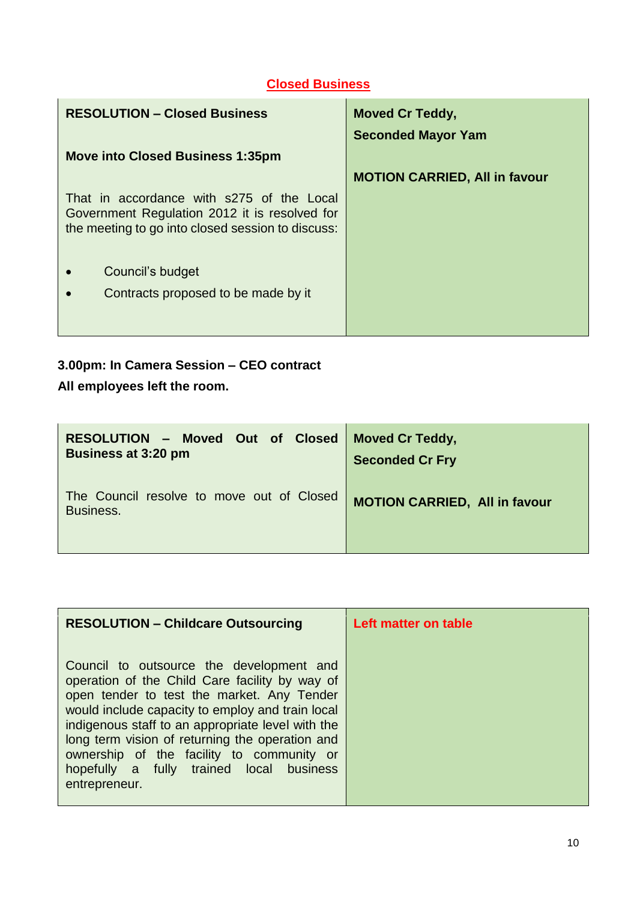## Closed Business

| **RESOLUTION – Closed Business**<br><br>**Move into Closed Business 1:35pm**<br><br>That in accordance with s275 of the Local Government Regulation 2012 it is resolved for the meeting to go into closed session to discuss:<br><br>• Council's budget<br>• Contracts proposed to be made by it | **Moved Cr Teddy,**<br>**Seconded Mayor Yam**<br><br>**MOTION CARRIED, All in favour** |
|---|---|

**3.00pm: In Camera Session – CEO contract**

**All employees left the room.**

| **RESOLUTION – Moved Out of Closed Business at 3:20 pm**<br><br>The Council resolve to move out of Closed Business. | **Moved Cr Teddy,**<br>**Seconded Cr Fry**<br><br>**MOTION CARRIED, All in favour** |
|---|---|

| **RESOLUTION – Childcare Outsourcing**<br><br>Council to outsource the development and operation of the Child Care facility by way of open tender to test the market. Any Tender would include capacity to employ and train local indigenous staff to an appropriate level with the long term vision of returning the operation and ownership of the facility to community or hopefully a fully trained local business entrepreneur. | **Left matter on table** |
|---|---|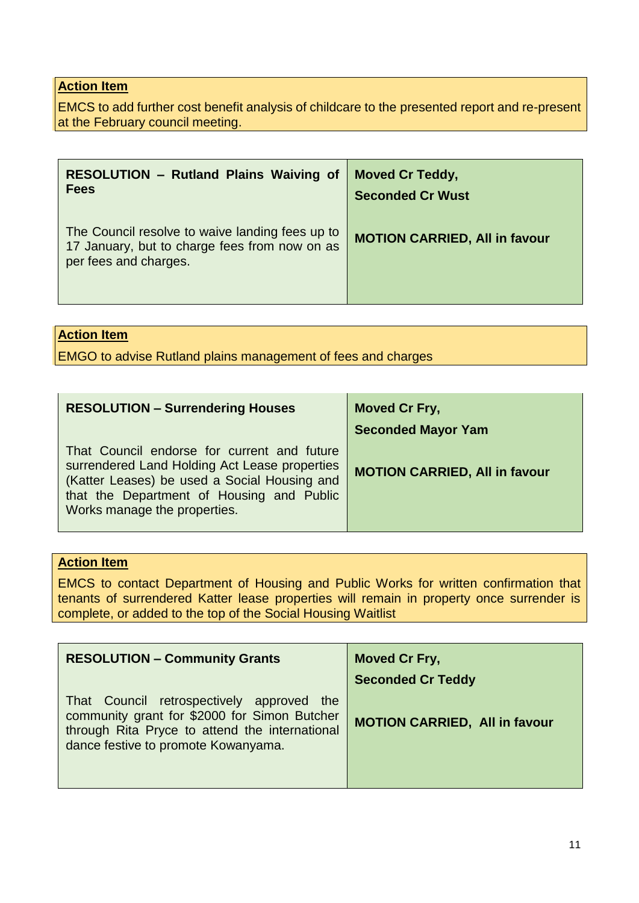**Action Item**

EMCS to add further cost benefit analysis of childcare to the presented report and re-present at the February council meeting.

| **RESOLUTION – Rutland Plains Waiving of Fees**<br><br>The Council resolve to waive landing fees up to 17 January, but to charge fees from now on as per fees and charges. | **Moved Cr Teddy,**<br>**Seconded Cr Wust**<br><br>**MOTION CARRIED, All in favour** |
|---|---|

**Action Item**

EMGO to advise Rutland plains management of fees and charges

| **RESOLUTION – Surrendering Houses**<br><br>That Council endorse for current and future surrendered Land Holding Act Lease properties (Katter Leases) be used a Social Housing and that the Department of Housing and Public Works manage the properties. | **Moved Cr Fry,**<br>**Seconded Mayor Yam**<br><br>**MOTION CARRIED, All in favour** |
|---|---|

**Action Item**

EMCS to contact Department of Housing and Public Works for written confirmation that tenants of surrendered Katter lease properties will remain in property once surrender is complete, or added to the top of the Social Housing Waitlist

| **RESOLUTION – Community Grants**<br><br>That Council retrospectively approved the community grant for $2000 for Simon Butcher through Rita Pryce to attend the international dance festive to promote Kowanyama. | **Moved Cr Fry,**<br>**Seconded Cr Teddy**<br><br>**MOTION CARRIED, All in favour** |
|---|---|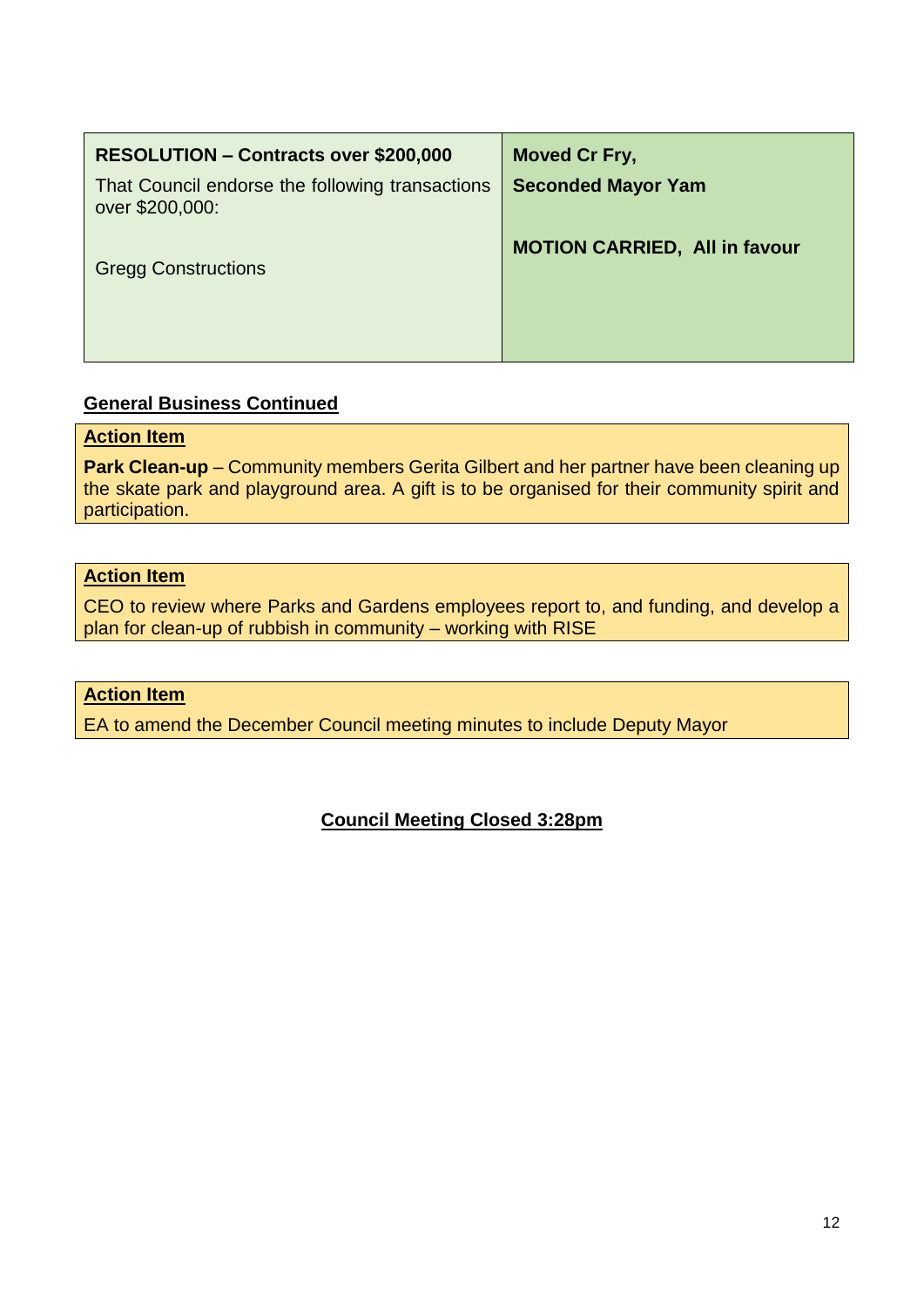| | |
|---|---|
| **RESOLUTION – Contracts over $200,000**<br><br>That Council endorse the following transactions over $200,000:<br><br>Gregg Constructions | **Moved Cr Fry,**<br><br>**Seconded Mayor Yam**<br><br>**MOTION CARRIED, All in favour** |

**General Business Continued**

**Action Item**

**Park Clean-up** – Community members Gerita Gilbert and her partner have been cleaning up the skate park and playground area. A gift is to be organised for their community spirit and participation.

**Action Item**

CEO to review where Parks and Gardens employees report to, and funding, and develop a plan for clean-up of rubbish in community – working with RISE

**Action Item**

EA to amend the December Council meeting minutes to include Deputy Mayor

**Council Meeting Closed 3:28pm**